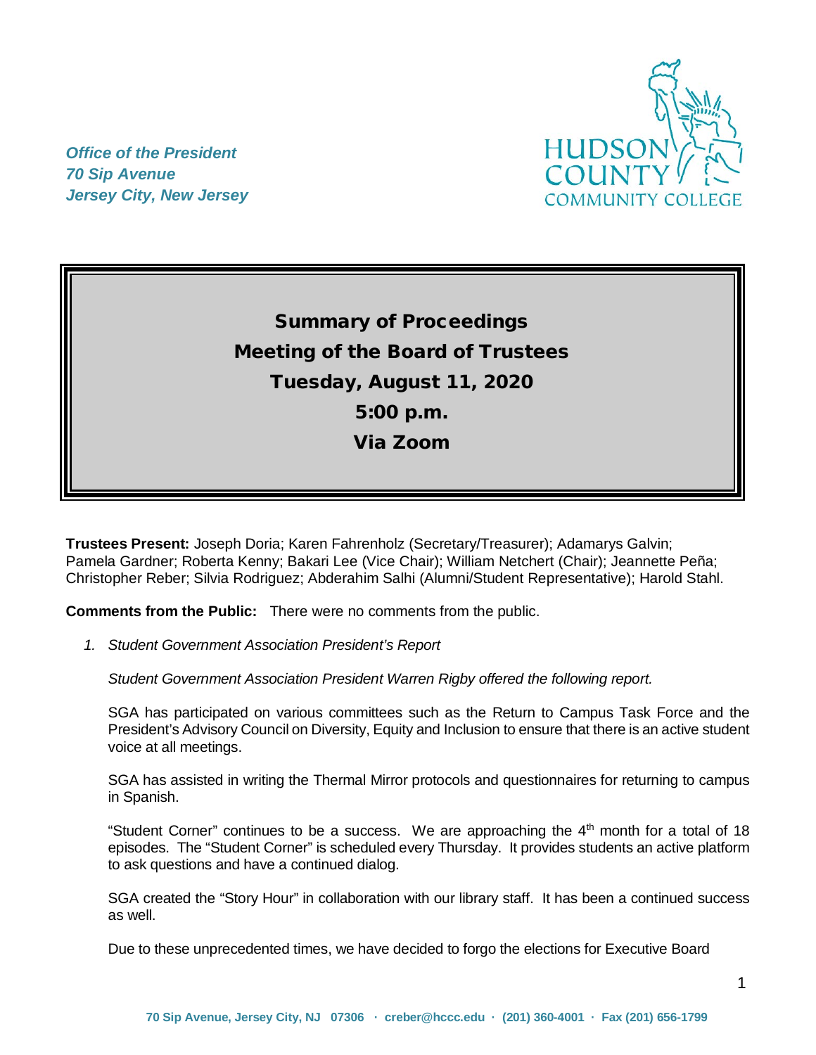*Office of the President*
*70 Sip Avenue*
*Jersey City, New Jersey*

HUDSON COUNTY COMMUNITY COLLEGE

# Summary of Proceedings
# Meeting of the Board of Trustees
# Tuesday, August 11, 2020
# 5:00 p.m.
# Via Zoom

**Trustees Present:** Joseph Doria; Karen Fahrenholz (Secretary/Treasurer); Adamarys Galvin; Pamela Gardner; Roberta Kenny; Bakari Lee (Vice Chair); William Netchert (Chair); Jeannette Peña; Christopher Reber; Silvia Rodriguez; Abderahim Salhi (Alumni/Student Representative); Harold Stahl.

**Comments from the Public:** There were no comments from the public.

1. *Student Government Association President's Report*

   *Student Government Association President Warren Rigby offered the following report.*

   SGA has participated on various committees such as the Return to Campus Task Force and the President's Advisory Council on Diversity, Equity and Inclusion to ensure that there is an active student voice at all meetings.

   SGA has assisted in writing the Thermal Mirror protocols and questionnaires for returning to campus in Spanish.

   "Student Corner" continues to be a success. We are approaching the 4th month for a total of 18 episodes. The "Student Corner" is scheduled every Thursday. It provides students an active platform to ask questions and have a continued dialog.

   SGA created the "Story Hour" in collaboration with our library staff. It has been a continued success as well.

   Due to these unprecedented times, we have decided to forgo the elections for Executive Board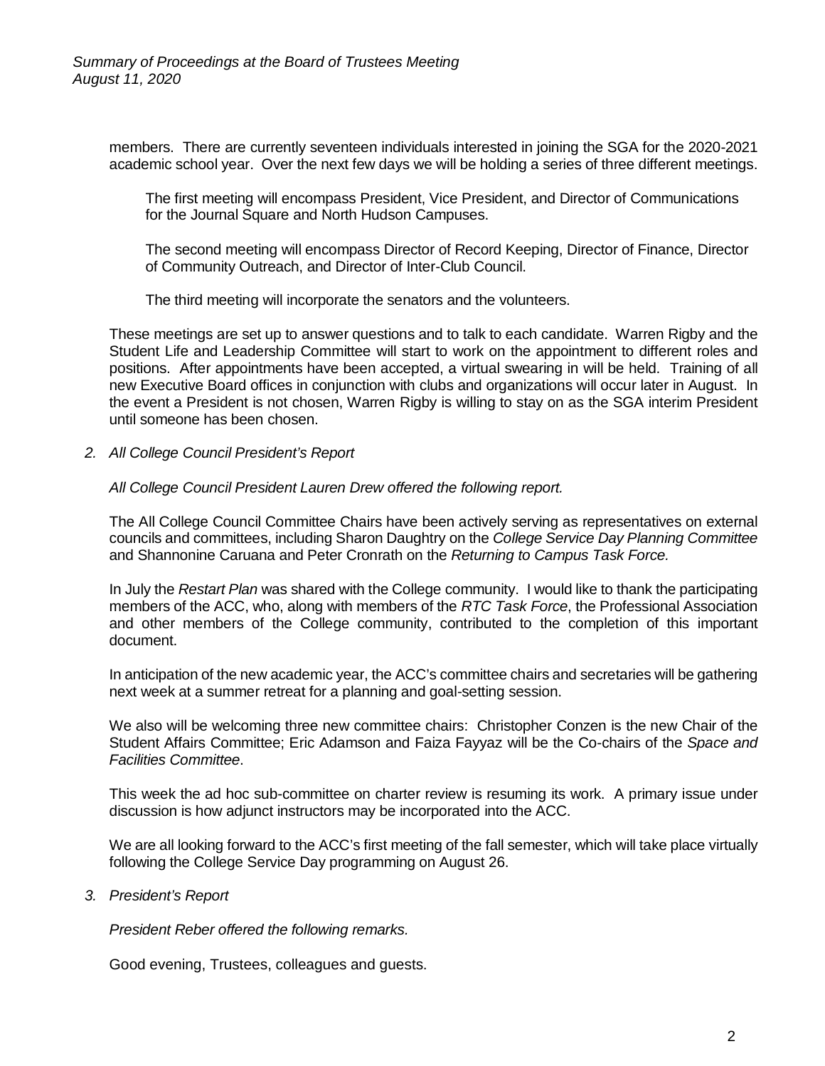members. There are currently seventeen individuals interested in joining the SGA for the 2020-2021 academic school year. Over the next few days we will be holding a series of three different meetings.

The first meeting will encompass President, Vice President, and Director of Communications for the Journal Square and North Hudson Campuses.

The second meeting will encompass Director of Record Keeping, Director of Finance, Director of Community Outreach, and Director of Inter-Club Council.

The third meeting will incorporate the senators and the volunteers.

These meetings are set up to answer questions and to talk to each candidate. Warren Rigby and the Student Life and Leadership Committee will start to work on the appointment to different roles and positions. After appointments have been accepted, a virtual swearing in will be held. Training of all new Executive Board offices in conjunction with clubs and organizations will occur later in August. In the event a President is not chosen, Warren Rigby is willing to stay on as the SGA interim President until someone has been chosen.

*2. All College Council President's Report*

*All College Council President Lauren Drew offered the following report.*

The All College Council Committee Chairs have been actively serving as representatives on external councils and committees, including Sharon Daughtry on the *College Service Day Planning Committee* and Shannonine Caruana and Peter Cronrath on the *Returning to Campus Task Force.*

In July the *Restart Plan* was shared with the College community. I would like to thank the participating members of the ACC, who, along with members of the *RTC Task Force*, the Professional Association and other members of the College community, contributed to the completion of this important document.

In anticipation of the new academic year, the ACC's committee chairs and secretaries will be gathering next week at a summer retreat for a planning and goal-setting session.

We also will be welcoming three new committee chairs: Christopher Conzen is the new Chair of the Student Affairs Committee; Eric Adamson and Faiza Fayyaz will be the Co-chairs of the *Space and Facilities Committee*.

This week the ad hoc sub-committee on charter review is resuming its work. A primary issue under discussion is how adjunct instructors may be incorporated into the ACC.

We are all looking forward to the ACC's first meeting of the fall semester, which will take place virtually following the College Service Day programming on August 26.

*3. President's Report*

*President Reber offered the following remarks.*

Good evening, Trustees, colleagues and guests.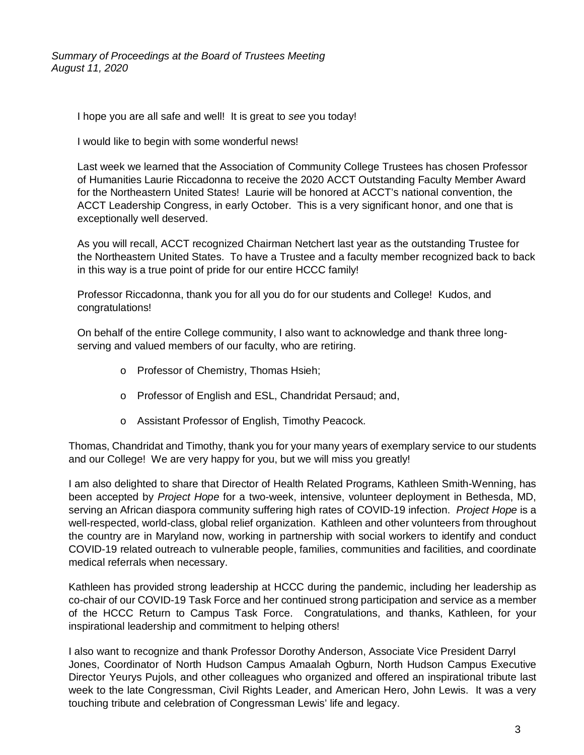I hope you are all safe and well! It is great to *see* you today!

I would like to begin with some wonderful news!

Last week we learned that the Association of Community College Trustees has chosen Professor of Humanities Laurie Riccadonna to receive the 2020 ACCT Outstanding Faculty Member Award for the Northeastern United States! Laurie will be honored at ACCT's national convention, the ACCT Leadership Congress, in early October. This is a very significant honor, and one that is exceptionally well deserved.

As you will recall, ACCT recognized Chairman Netchert last year as the outstanding Trustee for the Northeastern United States. To have a Trustee and a faculty member recognized back to back in this way is a true point of pride for our entire HCCC family!

Professor Riccadonna, thank you for all you do for our students and College! Kudos, and congratulations!

On behalf of the entire College community, I also want to acknowledge and thank three long-serving and valued members of our faculty, who are retiring.

- Professor of Chemistry, Thomas Hsieh;
- Professor of English and ESL, Chandridat Persaud; and,
- Assistant Professor of English, Timothy Peacock.

Thomas, Chandridat and Timothy, thank you for your many years of exemplary service to our students and our College! We are very happy for you, but we will miss you greatly!

I am also delighted to share that Director of Health Related Programs, Kathleen Smith-Wenning, has been accepted by *Project Hope* for a two-week, intensive, volunteer deployment in Bethesda, MD, serving an African diaspora community suffering high rates of COVID-19 infection. *Project Hope* is a well-respected, world-class, global relief organization. Kathleen and other volunteers from throughout the country are in Maryland now, working in partnership with social workers to identify and conduct COVID-19 related outreach to vulnerable people, families, communities and facilities, and coordinate medical referrals when necessary.

Kathleen has provided strong leadership at HCCC during the pandemic, including her leadership as co-chair of our COVID-19 Task Force and her continued strong participation and service as a member of the HCCC Return to Campus Task Force. Congratulations, and thanks, Kathleen, for your inspirational leadership and commitment to helping others!

I also want to recognize and thank Professor Dorothy Anderson, Associate Vice President Darryl Jones, Coordinator of North Hudson Campus Amaalah Ogburn, North Hudson Campus Executive Director Yeurys Pujols, and other colleagues who organized and offered an inspirational tribute last week to the late Congressman, Civil Rights Leader, and American Hero, John Lewis. It was a very touching tribute and celebration of Congressman Lewis' life and legacy.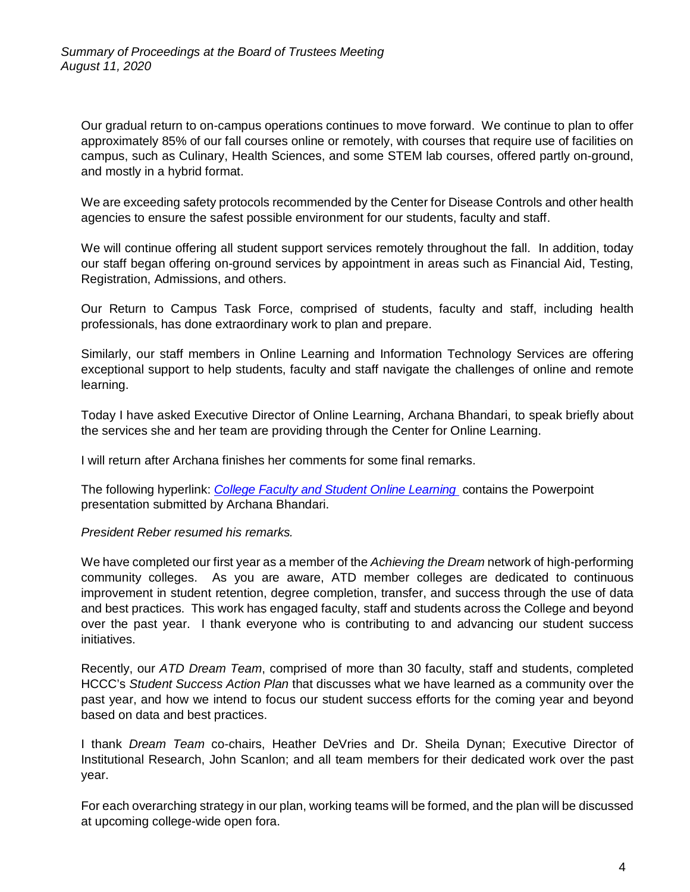Our gradual return to on-campus operations continues to move forward. We continue to plan to offer approximately 85% of our fall courses online or remotely, with courses that require use of facilities on campus, such as Culinary, Health Sciences, and some STEM lab courses, offered partly on-ground, and mostly in a hybrid format.

We are exceeding safety protocols recommended by the Center for Disease Controls and other health agencies to ensure the safest possible environment for our students, faculty and staff.

We will continue offering all student support services remotely throughout the fall. In addition, today our staff began offering on-ground services by appointment in areas such as Financial Aid, Testing, Registration, Admissions, and others.

Our Return to Campus Task Force, comprised of students, faculty and staff, including health professionals, has done extraordinary work to plan and prepare.

Similarly, our staff members in Online Learning and Information Technology Services are offering exceptional support to help students, faculty and staff navigate the challenges of online and remote learning.

Today I have asked Executive Director of Online Learning, Archana Bhandari, to speak briefly about the services she and her team are providing through the Center for Online Learning.

I will return after Archana finishes her comments for some final remarks.

The following hyperlink: *College Faculty and Student Online Learning* contains the Powerpoint presentation submitted by Archana Bhandari.

*President Reber resumed his remarks.*

We have completed our first year as a member of the *Achieving the Dream* network of high-performing community colleges. As you are aware, ATD member colleges are dedicated to continuous improvement in student retention, degree completion, transfer, and success through the use of data and best practices. This work has engaged faculty, staff and students across the College and beyond over the past year. I thank everyone who is contributing to and advancing our student success initiatives.

Recently, our *ATD Dream Team*, comprised of more than 30 faculty, staff and students, completed HCCC's *Student Success Action Plan* that discusses what we have learned as a community over the past year, and how we intend to focus our student success efforts for the coming year and beyond based on data and best practices.

I thank *Dream Team* co-chairs, Heather DeVries and Dr. Sheila Dynan; Executive Director of Institutional Research, John Scanlon; and all team members for their dedicated work over the past year.

For each overarching strategy in our plan, working teams will be formed, and the plan will be discussed at upcoming college-wide open fora.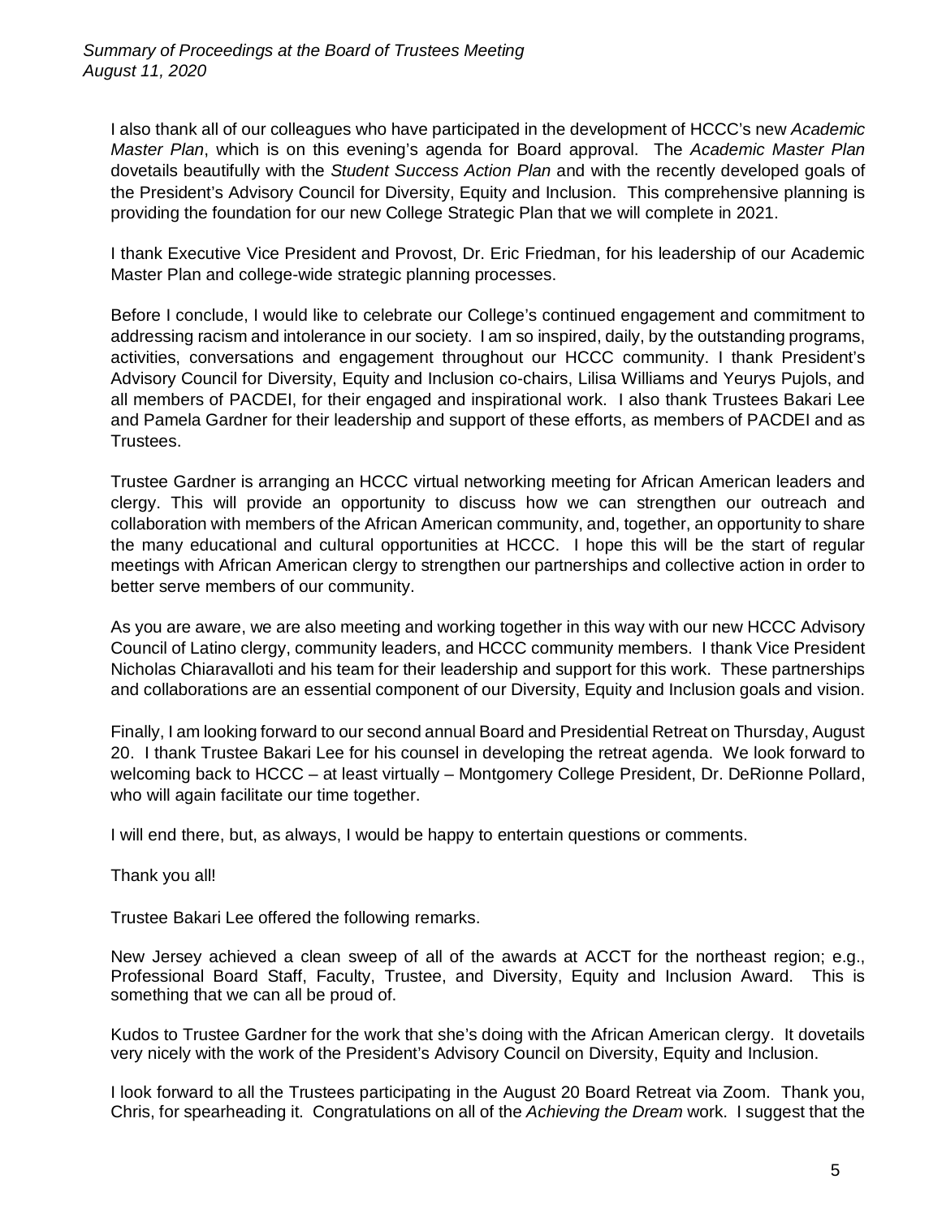I also thank all of our colleagues who have participated in the development of HCCC's new *Academic Master Plan*, which is on this evening's agenda for Board approval. The *Academic Master Plan* dovetails beautifully with the *Student Success Action Plan* and with the recently developed goals of the President's Advisory Council for Diversity, Equity and Inclusion. This comprehensive planning is providing the foundation for our new College Strategic Plan that we will complete in 2021.

I thank Executive Vice President and Provost, Dr. Eric Friedman, for his leadership of our Academic Master Plan and college-wide strategic planning processes.

Before I conclude, I would like to celebrate our College's continued engagement and commitment to addressing racism and intolerance in our society. I am so inspired, daily, by the outstanding programs, activities, conversations and engagement throughout our HCCC community. I thank President's Advisory Council for Diversity, Equity and Inclusion co-chairs, Lilisa Williams and Yeurys Pujols, and all members of PACDEI, for their engaged and inspirational work. I also thank Trustees Bakari Lee and Pamela Gardner for their leadership and support of these efforts, as members of PACDEI and as Trustees.

Trustee Gardner is arranging an HCCC virtual networking meeting for African American leaders and clergy. This will provide an opportunity to discuss how we can strengthen our outreach and collaboration with members of the African American community, and, together, an opportunity to share the many educational and cultural opportunities at HCCC. I hope this will be the start of regular meetings with African American clergy to strengthen our partnerships and collective action in order to better serve members of our community.

As you are aware, we are also meeting and working together in this way with our new HCCC Advisory Council of Latino clergy, community leaders, and HCCC community members. I thank Vice President Nicholas Chiaravalloti and his team for their leadership and support for this work. These partnerships and collaborations are an essential component of our Diversity, Equity and Inclusion goals and vision.

Finally, I am looking forward to our second annual Board and Presidential Retreat on Thursday, August 20. I thank Trustee Bakari Lee for his counsel in developing the retreat agenda. We look forward to welcoming back to HCCC – at least virtually – Montgomery College President, Dr. DeRionne Pollard, who will again facilitate our time together.

I will end there, but, as always, I would be happy to entertain questions or comments.

Thank you all!

Trustee Bakari Lee offered the following remarks.

New Jersey achieved a clean sweep of all of the awards at ACCT for the northeast region; e.g., Professional Board Staff, Faculty, Trustee, and Diversity, Equity and Inclusion Award. This is something that we can all be proud of.

Kudos to Trustee Gardner for the work that she's doing with the African American clergy. It dovetails very nicely with the work of the President's Advisory Council on Diversity, Equity and Inclusion.

I look forward to all the Trustees participating in the August 20 Board Retreat via Zoom. Thank you, Chris, for spearheading it. Congratulations on all of the *Achieving the Dream* work. I suggest that the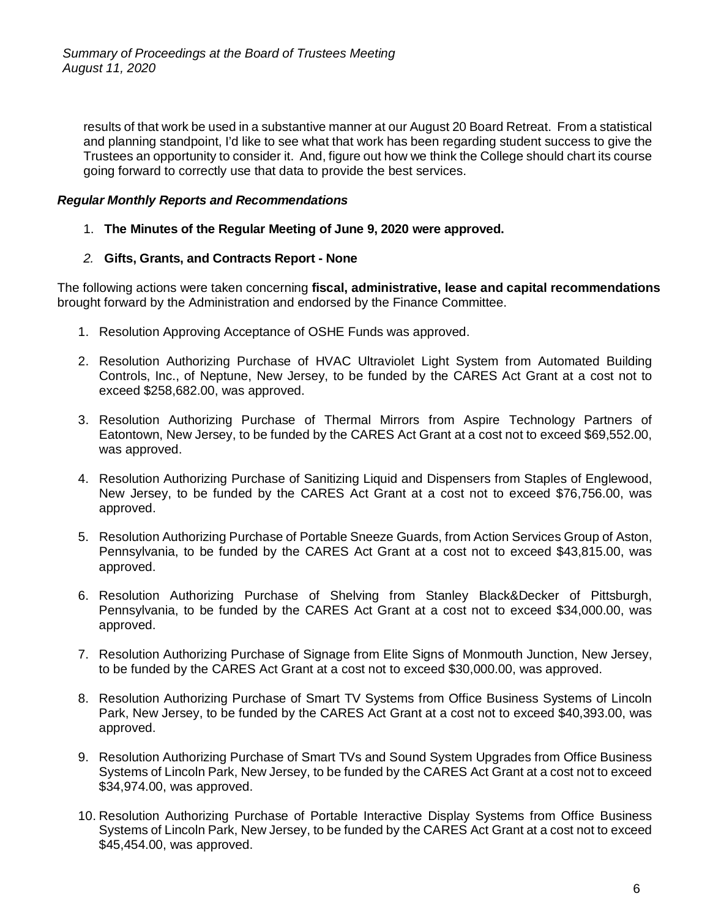results of that work be used in a substantive manner at our August 20 Board Retreat. From a statistical and planning standpoint, I'd like to see what that work has been regarding student success to give the Trustees an opportunity to consider it. And, figure out how we think the College should chart its course going forward to correctly use that data to provide the best services.

***Regular Monthly Reports and Recommendations***

1. **The Minutes of the Regular Meeting of June 9, 2020 were approved.**

2. **Gifts, Grants, and Contracts Report - None**

The following actions were taken concerning **fiscal, administrative, lease and capital recommendations** brought forward by the Administration and endorsed by the Finance Committee.

1. Resolution Approving Acceptance of OSHE Funds was approved.

2. Resolution Authorizing Purchase of HVAC Ultraviolet Light System from Automated Building Controls, Inc., of Neptune, New Jersey, to be funded by the CARES Act Grant at a cost not to exceed $258,682.00, was approved.

3. Resolution Authorizing Purchase of Thermal Mirrors from Aspire Technology Partners of Eatontown, New Jersey, to be funded by the CARES Act Grant at a cost not to exceed $69,552.00, was approved.

4. Resolution Authorizing Purchase of Sanitizing Liquid and Dispensers from Staples of Englewood, New Jersey, to be funded by the CARES Act Grant at a cost not to exceed $76,756.00, was approved.

5. Resolution Authorizing Purchase of Portable Sneeze Guards, from Action Services Group of Aston, Pennsylvania, to be funded by the CARES Act Grant at a cost not to exceed $43,815.00, was approved.

6. Resolution Authorizing Purchase of Shelving from Stanley Black&Decker of Pittsburgh, Pennsylvania, to be funded by the CARES Act Grant at a cost not to exceed $34,000.00, was approved.

7. Resolution Authorizing Purchase of Signage from Elite Signs of Monmouth Junction, New Jersey, to be funded by the CARES Act Grant at a cost not to exceed $30,000.00, was approved.

8. Resolution Authorizing Purchase of Smart TV Systems from Office Business Systems of Lincoln Park, New Jersey, to be funded by the CARES Act Grant at a cost not to exceed $40,393.00, was approved.

9. Resolution Authorizing Purchase of Smart TVs and Sound System Upgrades from Office Business Systems of Lincoln Park, New Jersey, to be funded by the CARES Act Grant at a cost not to exceed $34,974.00, was approved.

10. Resolution Authorizing Purchase of Portable Interactive Display Systems from Office Business Systems of Lincoln Park, New Jersey, to be funded by the CARES Act Grant at a cost not to exceed $45,454.00, was approved.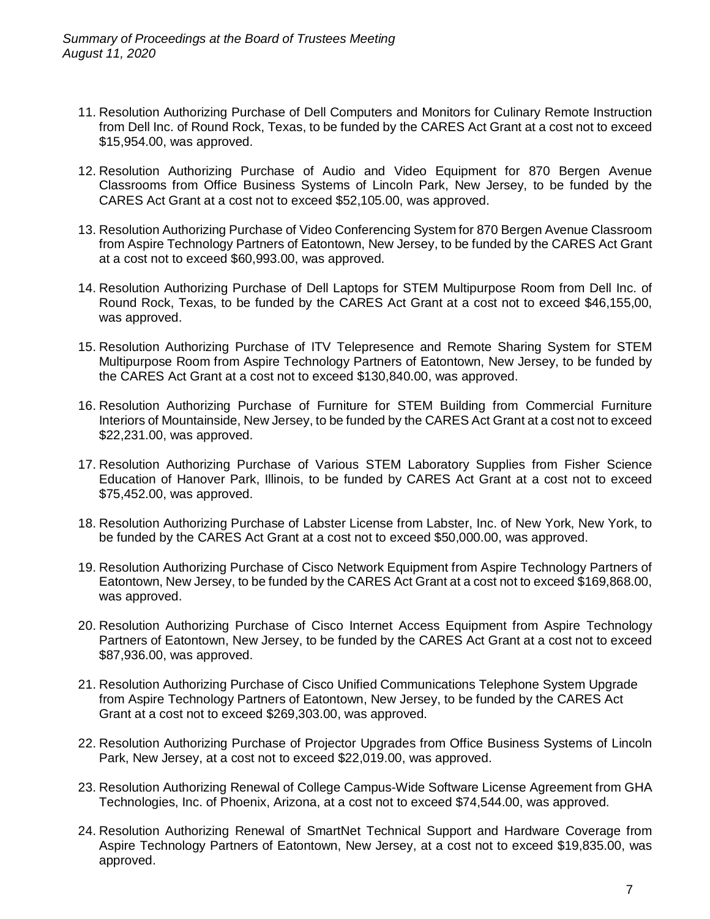11. Resolution Authorizing Purchase of Dell Computers and Monitors for Culinary Remote Instruction from Dell Inc. of Round Rock, Texas, to be funded by the CARES Act Grant at a cost not to exceed $15,954.00, was approved.

12. Resolution Authorizing Purchase of Audio and Video Equipment for 870 Bergen Avenue Classrooms from Office Business Systems of Lincoln Park, New Jersey, to be funded by the CARES Act Grant at a cost not to exceed $52,105.00, was approved.

13. Resolution Authorizing Purchase of Video Conferencing System for 870 Bergen Avenue Classroom from Aspire Technology Partners of Eatontown, New Jersey, to be funded by the CARES Act Grant at a cost not to exceed $60,993.00, was approved.

14. Resolution Authorizing Purchase of Dell Laptops for STEM Multipurpose Room from Dell Inc. of Round Rock, Texas, to be funded by the CARES Act Grant at a cost not to exceed $46,155,00, was approved.

15. Resolution Authorizing Purchase of ITV Telepresence and Remote Sharing System for STEM Multipurpose Room from Aspire Technology Partners of Eatontown, New Jersey, to be funded by the CARES Act Grant at a cost not to exceed $130,840.00, was approved.

16. Resolution Authorizing Purchase of Furniture for STEM Building from Commercial Furniture Interiors of Mountainside, New Jersey, to be funded by the CARES Act Grant at a cost not to exceed $22,231.00, was approved.

17. Resolution Authorizing Purchase of Various STEM Laboratory Supplies from Fisher Science Education of Hanover Park, Illinois, to be funded by CARES Act Grant at a cost not to exceed $75,452.00, was approved.

18. Resolution Authorizing Purchase of Labster License from Labster, Inc. of New York, New York, to be funded by the CARES Act Grant at a cost not to exceed $50,000.00, was approved.

19. Resolution Authorizing Purchase of Cisco Network Equipment from Aspire Technology Partners of Eatontown, New Jersey, to be funded by the CARES Act Grant at a cost not to exceed $169,868.00, was approved.

20. Resolution Authorizing Purchase of Cisco Internet Access Equipment from Aspire Technology Partners of Eatontown, New Jersey, to be funded by the CARES Act Grant at a cost not to exceed $87,936.00, was approved.

21. Resolution Authorizing Purchase of Cisco Unified Communications Telephone System Upgrade from Aspire Technology Partners of Eatontown, New Jersey, to be funded by the CARES Act Grant at a cost not to exceed $269,303.00, was approved.

22. Resolution Authorizing Purchase of Projector Upgrades from Office Business Systems of Lincoln Park, New Jersey, at a cost not to exceed $22,019.00, was approved.

23. Resolution Authorizing Renewal of College Campus-Wide Software License Agreement from GHA Technologies, Inc. of Phoenix, Arizona, at a cost not to exceed $74,544.00, was approved.

24. Resolution Authorizing Renewal of SmartNet Technical Support and Hardware Coverage from Aspire Technology Partners of Eatontown, New Jersey, at a cost not to exceed $19,835.00, was approved.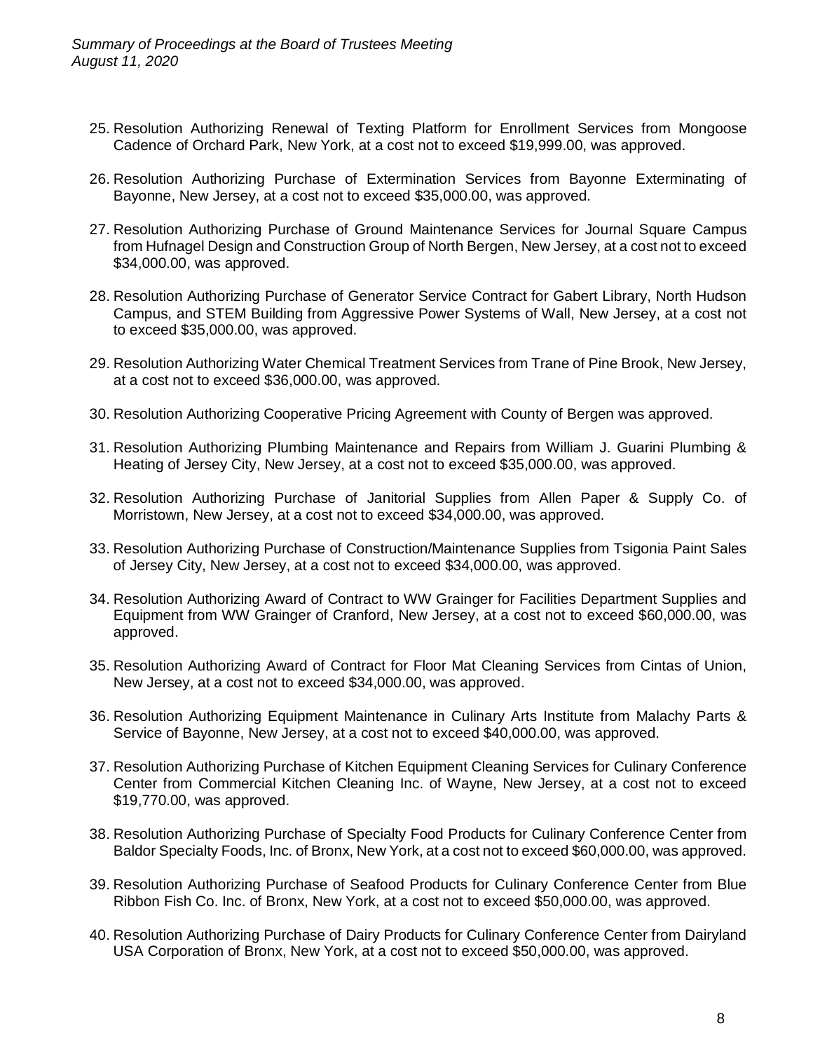25. Resolution Authorizing Renewal of Texting Platform for Enrollment Services from Mongoose Cadence of Orchard Park, New York, at a cost not to exceed $19,999.00, was approved.

26. Resolution Authorizing Purchase of Extermination Services from Bayonne Exterminating of Bayonne, New Jersey, at a cost not to exceed $35,000.00, was approved.

27. Resolution Authorizing Purchase of Ground Maintenance Services for Journal Square Campus from Hufnagel Design and Construction Group of North Bergen, New Jersey, at a cost not to exceed $34,000.00, was approved.

28. Resolution Authorizing Purchase of Generator Service Contract for Gabert Library, North Hudson Campus, and STEM Building from Aggressive Power Systems of Wall, New Jersey, at a cost not to exceed $35,000.00, was approved.

29. Resolution Authorizing Water Chemical Treatment Services from Trane of Pine Brook, New Jersey, at a cost not to exceed $36,000.00, was approved.

30. Resolution Authorizing Cooperative Pricing Agreement with County of Bergen was approved.

31. Resolution Authorizing Plumbing Maintenance and Repairs from William J. Guarini Plumbing & Heating of Jersey City, New Jersey, at a cost not to exceed $35,000.00, was approved.

32. Resolution Authorizing Purchase of Janitorial Supplies from Allen Paper & Supply Co. of Morristown, New Jersey, at a cost not to exceed $34,000.00, was approved.

33. Resolution Authorizing Purchase of Construction/Maintenance Supplies from Tsigonia Paint Sales of Jersey City, New Jersey, at a cost not to exceed $34,000.00, was approved.

34. Resolution Authorizing Award of Contract to WW Grainger for Facilities Department Supplies and Equipment from WW Grainger of Cranford, New Jersey, at a cost not to exceed $60,000.00, was approved.

35. Resolution Authorizing Award of Contract for Floor Mat Cleaning Services from Cintas of Union, New Jersey, at a cost not to exceed $34,000.00, was approved.

36. Resolution Authorizing Equipment Maintenance in Culinary Arts Institute from Malachy Parts & Service of Bayonne, New Jersey, at a cost not to exceed $40,000.00, was approved.

37. Resolution Authorizing Purchase of Kitchen Equipment Cleaning Services for Culinary Conference Center from Commercial Kitchen Cleaning Inc. of Wayne, New Jersey, at a cost not to exceed $19,770.00, was approved.

38. Resolution Authorizing Purchase of Specialty Food Products for Culinary Conference Center from Baldor Specialty Foods, Inc. of Bronx, New York, at a cost not to exceed $60,000.00, was approved.

39. Resolution Authorizing Purchase of Seafood Products for Culinary Conference Center from Blue Ribbon Fish Co. Inc. of Bronx, New York, at a cost not to exceed $50,000.00, was approved.

40. Resolution Authorizing Purchase of Dairy Products for Culinary Conference Center from Dairyland USA Corporation of Bronx, New York, at a cost not to exceed $50,000.00, was approved.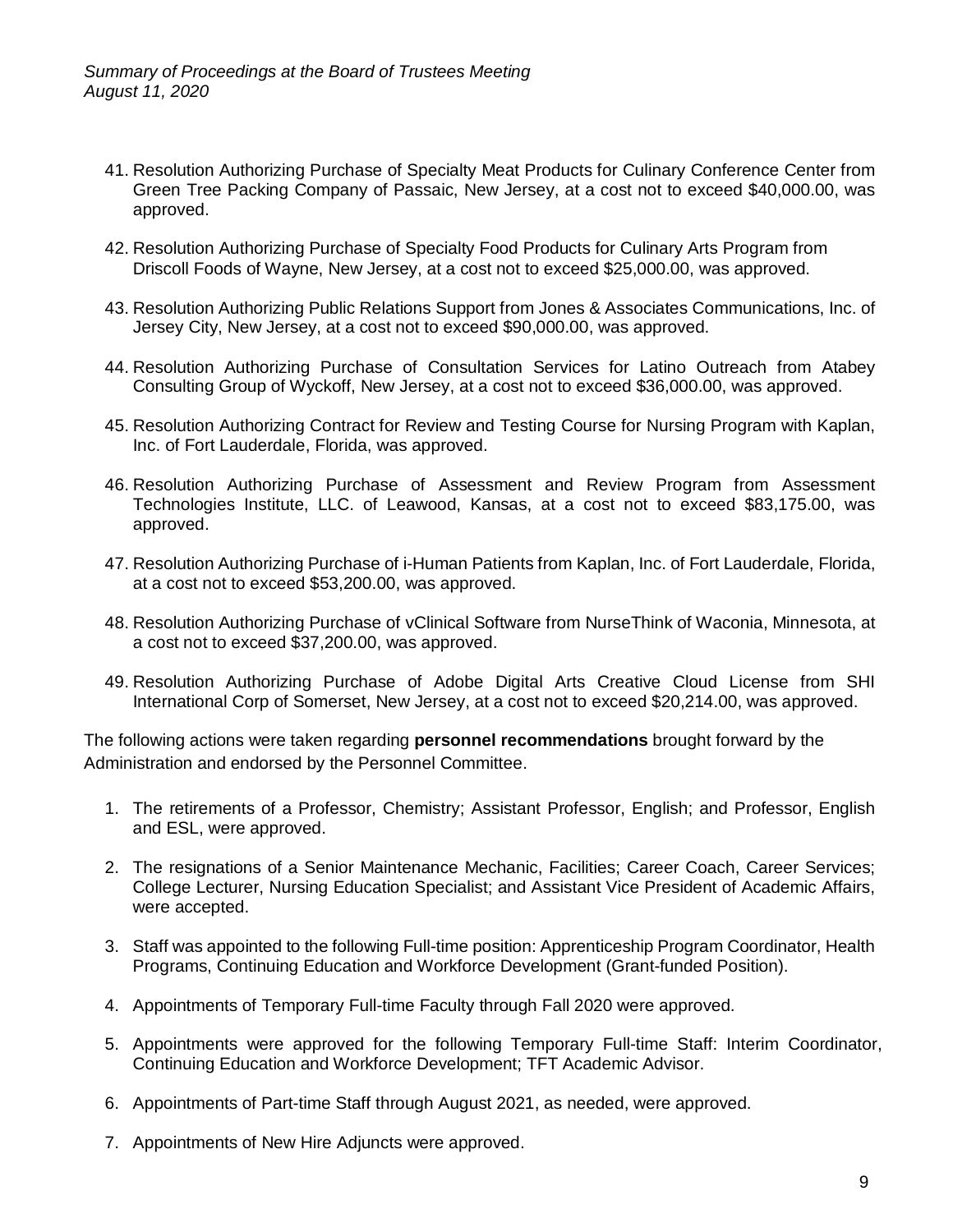41. Resolution Authorizing Purchase of Specialty Meat Products for Culinary Conference Center from Green Tree Packing Company of Passaic, New Jersey, at a cost not to exceed $40,000.00, was approved.

42. Resolution Authorizing Purchase of Specialty Food Products for Culinary Arts Program from Driscoll Foods of Wayne, New Jersey, at a cost not to exceed $25,000.00, was approved.

43. Resolution Authorizing Public Relations Support from Jones & Associates Communications, Inc. of Jersey City, New Jersey, at a cost not to exceed $90,000.00, was approved.

44. Resolution Authorizing Purchase of Consultation Services for Latino Outreach from Atabey Consulting Group of Wyckoff, New Jersey, at a cost not to exceed $36,000.00, was approved.

45. Resolution Authorizing Contract for Review and Testing Course for Nursing Program with Kaplan, Inc. of Fort Lauderdale, Florida, was approved.

46. Resolution Authorizing Purchase of Assessment and Review Program from Assessment Technologies Institute, LLC. of Leawood, Kansas, at a cost not to exceed $83,175.00, was approved.

47. Resolution Authorizing Purchase of i-Human Patients from Kaplan, Inc. of Fort Lauderdale, Florida, at a cost not to exceed $53,200.00, was approved.

48. Resolution Authorizing Purchase of vClinical Software from NurseThink of Waconia, Minnesota, at a cost not to exceed $37,200.00, was approved.

49. Resolution Authorizing Purchase of Adobe Digital Arts Creative Cloud License from SHI International Corp of Somerset, New Jersey, at a cost not to exceed $20,214.00, was approved.

The following actions were taken regarding **personnel recommendations** brought forward by the Administration and endorsed by the Personnel Committee.

1. The retirements of a Professor, Chemistry; Assistant Professor, English; and Professor, English and ESL, were approved.

2. The resignations of a Senior Maintenance Mechanic, Facilities; Career Coach, Career Services; College Lecturer, Nursing Education Specialist; and Assistant Vice President of Academic Affairs, were accepted.

3. Staff was appointed to the following Full-time position: Apprenticeship Program Coordinator, Health Programs, Continuing Education and Workforce Development (Grant-funded Position).

4. Appointments of Temporary Full-time Faculty through Fall 2020 were approved.

5. Appointments were approved for the following Temporary Full-time Staff: Interim Coordinator, Continuing Education and Workforce Development; TFT Academic Advisor.

6. Appointments of Part-time Staff through August 2021, as needed, were approved.

7. Appointments of New Hire Adjuncts were approved.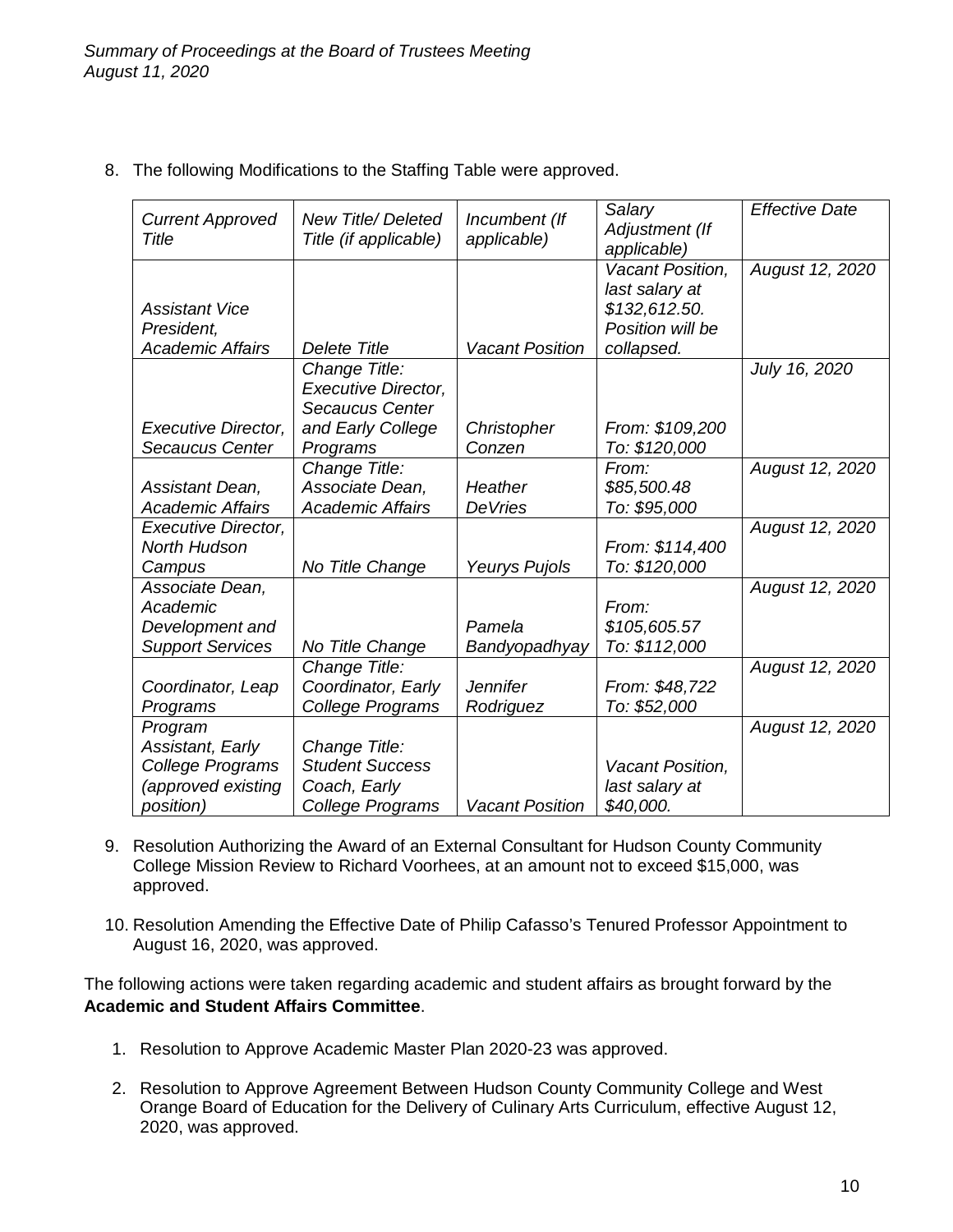8. The following Modifications to the Staffing Table were approved.

| *Current Approved Title* | *New Title/ Deleted Title (if applicable)* | *Incumbent (If applicable)* | *Salary Adjustment (If applicable)* | *Effective Date* |
|---|---|---|---|---|
| *Assistant Vice President, Academic Affairs* | *Delete Title* | *Vacant Position* | *Vacant Position, last salary at $132,612.50. Position will be collapsed.* | *August 12, 2020* |
| *Executive Director, Secaucus Center* | *Change Title: Executive Director, Secaucus Center and Early College Programs* | *Christopher Conzen* | *From: $109,200 To: $120,000* | *July 16, 2020* |
| *Assistant Dean, Academic Affairs* | *Change Title: Associate Dean, Academic Affairs* | *Heather DeVries* | *From: $85,500.48 To: $95,000* | *August 12, 2020* |
| *Executive Director, North Hudson Campus* | *No Title Change* | *Yeurys Pujols* | *From: $114,400 To: $120,000* | *August 12, 2020* |
| *Associate Dean, Academic Development and Support Services* | *No Title Change* | *Pamela Bandyopadhyay* | *From: $105,605.57 To: $112,000* | *August 12, 2020* |
| *Coordinator, Leap Programs* | *Change Title: Coordinator, Early College Programs* | *Jennifer Rodriguez* | *From: $48,722 To: $52,000* | *August 12, 2020* |
| *Program Assistant, Early College Programs (approved existing position)* | *Change Title: Student Success Coach, Early College Programs* | *Vacant Position* | *Vacant Position, last salary at $40,000.* | *August 12, 2020* |

9. Resolution Authorizing the Award of an External Consultant for Hudson County Community College Mission Review to Richard Voorhees, at an amount not to exceed $15,000, was approved.

10. Resolution Amending the Effective Date of Philip Cafasso's Tenured Professor Appointment to August 16, 2020, was approved.

The following actions were taken regarding academic and student affairs as brought forward by the **Academic and Student Affairs Committee**.

1. Resolution to Approve Academic Master Plan 2020-23 was approved.

2. Resolution to Approve Agreement Between Hudson County Community College and West Orange Board of Education for the Delivery of Culinary Arts Curriculum, effective August 12, 2020, was approved.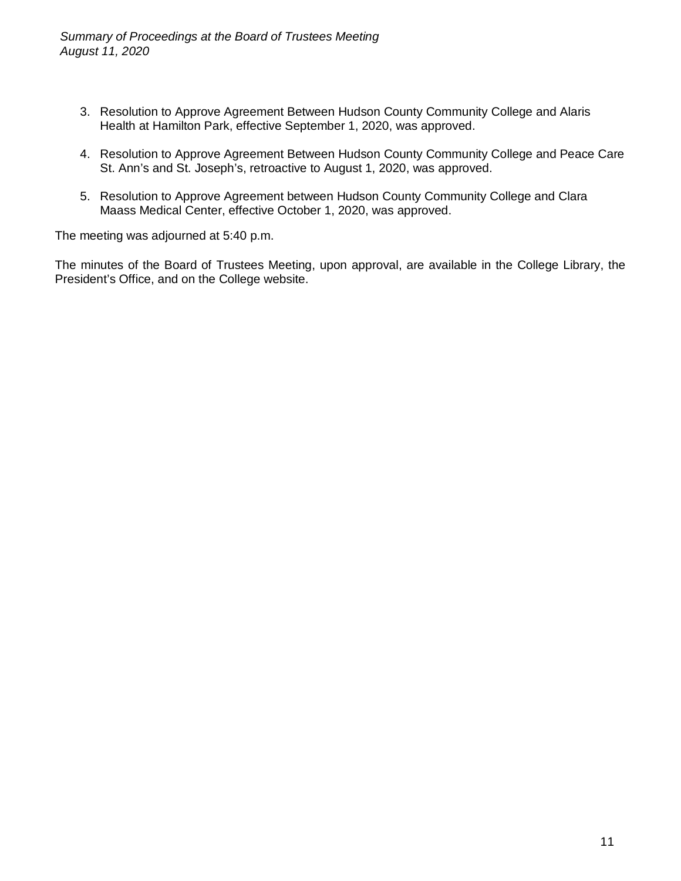3. Resolution to Approve Agreement Between Hudson County Community College and Alaris Health at Hamilton Park, effective September 1, 2020, was approved.

4. Resolution to Approve Agreement Between Hudson County Community College and Peace Care St. Ann's and St. Joseph's, retroactive to August 1, 2020, was approved.

5. Resolution to Approve Agreement between Hudson County Community College and Clara Maass Medical Center, effective October 1, 2020, was approved.

The meeting was adjourned at 5:40 p.m.

The minutes of the Board of Trustees Meeting, upon approval, are available in the College Library, the President's Office, and on the College website.